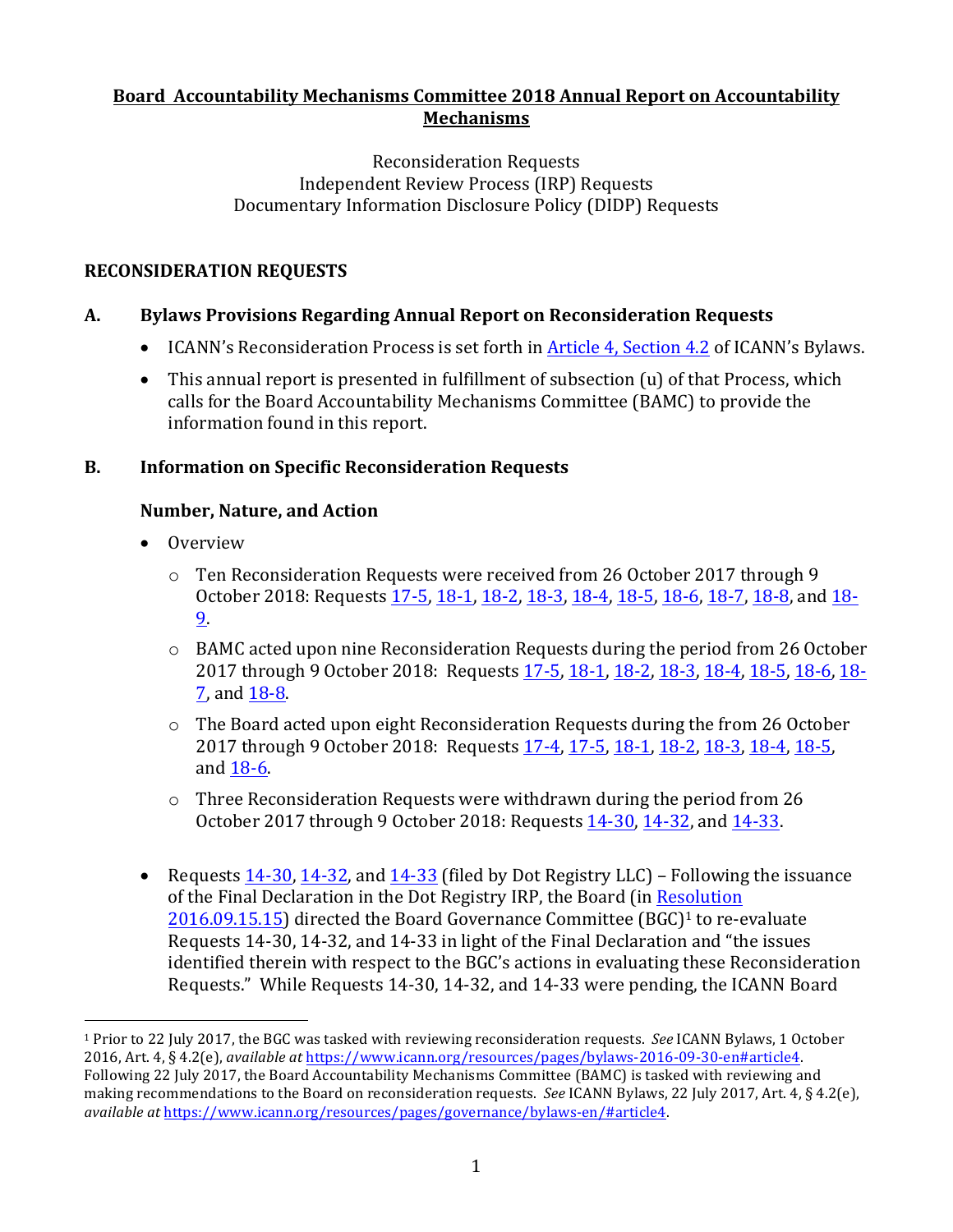# Board Accountability Mechanisms Committee 2018 Annual Report on Accountability Mechanisms

Reconsideration Requests
Independent Review Process (IRP) Requests
Documentary Information Disclosure Policy (DIDP) Requests

## RECONSIDERATION REQUESTS

### A. Bylaws Provisions Regarding Annual Report on Reconsideration Requests

- ICANN's Reconsideration Process is set forth in Article 4, Section 4.2 of ICANN's Bylaws.
- This annual report is presented in fulfillment of subsection (u) of that Process, which calls for the Board Accountability Mechanisms Committee (BAMC) to provide the information found in this report.

### B. Information on Specific Reconsideration Requests

#### Number, Nature, and Action

- Overview
  - Ten Reconsideration Requests were received from 26 October 2017 through 9 October 2018: Requests 17-5, 18-1, 18-2, 18-3, 18-4, 18-5, 18-6, 18-7, 18-8, and 18-9.
  - BAMC acted upon nine Reconsideration Requests during the period from 26 October 2017 through 9 October 2018: Requests 17-5, 18-1, 18-2, 18-3, 18-4, 18-5, 18-6, 18-7, and 18-8.
  - The Board acted upon eight Reconsideration Requests during the from 26 October 2017 through 9 October 2018: Requests 17-4, 17-5, 18-1, 18-2, 18-3, 18-4, 18-5, and 18-6.
  - Three Reconsideration Requests were withdrawn during the period from 26 October 2017 through 9 October 2018: Requests 14-30, 14-32, and 14-33.

- Requests 14-30, 14-32, and 14-33 (filed by Dot Registry LLC) – Following the issuance of the Final Declaration in the Dot Registry IRP, the Board (in Resolution 2016.09.15.15) directed the Board Governance Committee (BGC)[1] to re-evaluate Requests 14-30, 14-32, and 14-33 in light of the Final Declaration and "the issues identified therein with respect to the BGC's actions in evaluating these Reconsideration Requests." While Requests 14-30, 14-32, and 14-33 were pending, the ICANN Board

[1] Prior to 22 July 2017, the BGC was tasked with reviewing reconsideration requests. *See* ICANN Bylaws, 1 October 2016, Art. 4, § 4.2(e), *available at* https://www.icann.org/resources/pages/bylaws-2016-09-30-en#article4. Following 22 July 2017, the Board Accountability Mechanisms Committee (BAMC) is tasked with reviewing and making recommendations to the Board on reconsideration requests. *See* ICANN Bylaws, 22 July 2017, Art. 4, § 4.2(e), *available at* https://www.icann.org/resources/pages/governance/bylaws-en/#article4.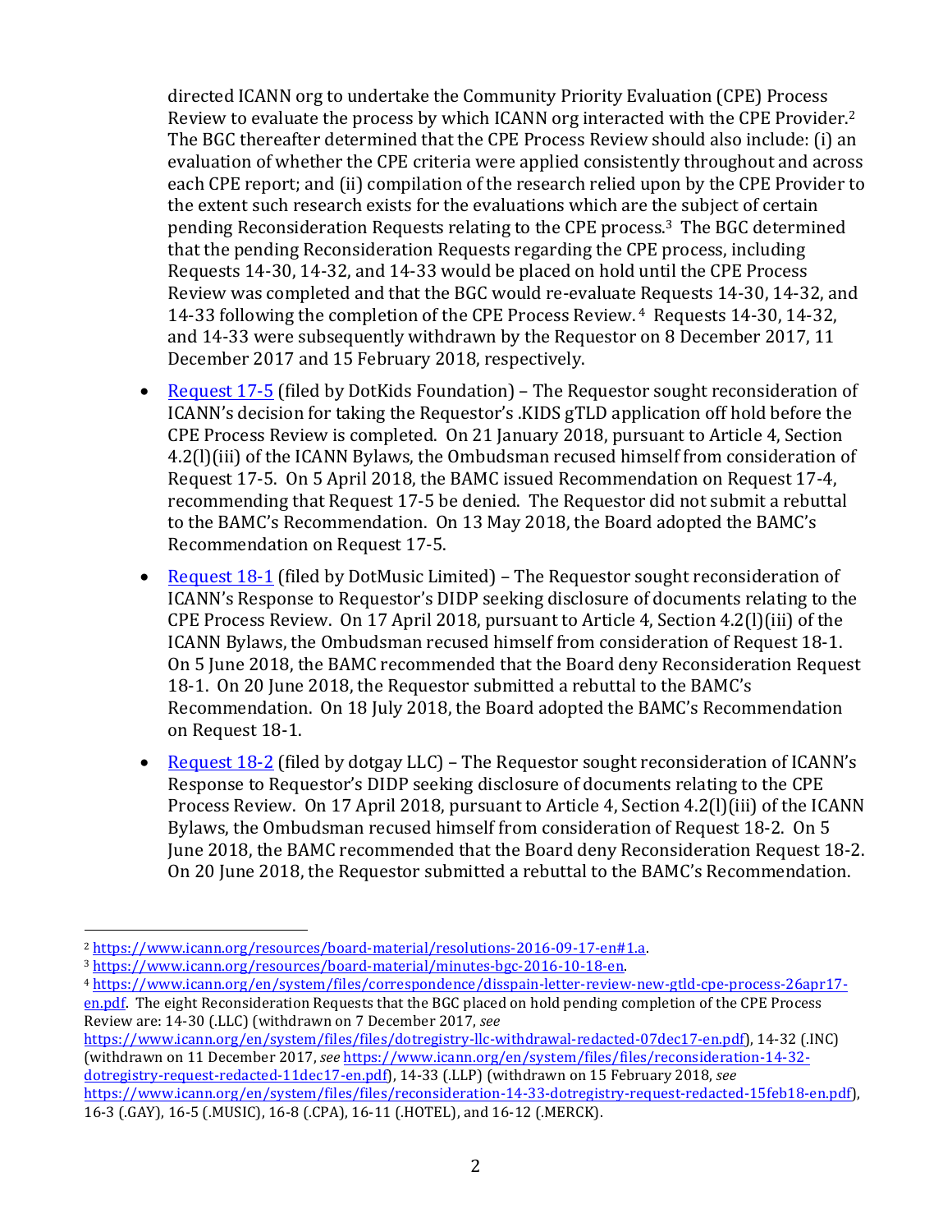directed ICANN org to undertake the Community Priority Evaluation (CPE) Process Review to evaluate the process by which ICANN org interacted with the CPE Provider.[2] The BGC thereafter determined that the CPE Process Review should also include: (i) an evaluation of whether the CPE criteria were applied consistently throughout and across each CPE report; and (ii) compilation of the research relied upon by the CPE Provider to the extent such research exists for the evaluations which are the subject of certain pending Reconsideration Requests relating to the CPE process.[3] The BGC determined that the pending Reconsideration Requests regarding the CPE process, including Requests 14-30, 14-32, and 14-33 would be placed on hold until the CPE Process Review was completed and that the BGC would re-evaluate Requests 14-30, 14-32, and 14-33 following the completion of the CPE Process Review.[4] Requests 14-30, 14-32, and 14-33 were subsequently withdrawn by the Requestor on 8 December 2017, 11 December 2017 and 15 February 2018, respectively.

- Request 17-5 (filed by DotKids Foundation) – The Requestor sought reconsideration of ICANN's decision for taking the Requestor's .KIDS gTLD application off hold before the CPE Process Review is completed. On 21 January 2018, pursuant to Article 4, Section 4.2(l)(iii) of the ICANN Bylaws, the Ombudsman recused himself from consideration of Request 17-5. On 5 April 2018, the BAMC issued Recommendation on Request 17-4, recommending that Request 17-5 be denied. The Requestor did not submit a rebuttal to the BAMC's Recommendation. On 13 May 2018, the Board adopted the BAMC's Recommendation on Request 17-5.
- Request 18-1 (filed by DotMusic Limited) – The Requestor sought reconsideration of ICANN's Response to Requestor's DIDP seeking disclosure of documents relating to the CPE Process Review. On 17 April 2018, pursuant to Article 4, Section 4.2(l)(iii) of the ICANN Bylaws, the Ombudsman recused himself from consideration of Request 18-1. On 5 June 2018, the BAMC recommended that the Board deny Reconsideration Request 18-1. On 20 June 2018, the Requestor submitted a rebuttal to the BAMC's Recommendation. On 18 July 2018, the Board adopted the BAMC's Recommendation on Request 18-1.
- Request 18-2 (filed by dotgay LLC) – The Requestor sought reconsideration of ICANN's Response to Requestor's DIDP seeking disclosure of documents relating to the CPE Process Review. On 17 April 2018, pursuant to Article 4, Section 4.2(l)(iii) of the ICANN Bylaws, the Ombudsman recused himself from consideration of Request 18-2. On 5 June 2018, the BAMC recommended that the Board deny Reconsideration Request 18-2. On 20 June 2018, the Requestor submitted a rebuttal to the BAMC's Recommendation.

---

[2] https://www.icann.org/resources/board-material/resolutions-2016-09-17-en#1.a.

[3] https://www.icann.org/resources/board-material/minutes-bgc-2016-10-18-en.

[4] https://www.icann.org/en/system/files/correspondence/disspain-letter-review-new-gtld-cpe-process-26apr17-en.pdf. The eight Reconsideration Requests that the BGC placed on hold pending completion of the CPE Process Review are: 14-30 (.LLC) (withdrawn on 7 December 2017, *see* https://www.icann.org/en/system/files/files/dotregistry-llc-withdrawal-redacted-07dec17-en.pdf), 14-32 (.INC) (withdrawn on 11 December 2017, *see* https://www.icann.org/en/system/files/files/reconsideration-14-32-dotregistry-request-redacted-11dec17-en.pdf), 14-33 (.LLP) (withdrawn on 15 February 2018, *see* https://www.icann.org/en/system/files/files/reconsideration-14-33-dotregistry-request-redacted-15feb18-en.pdf), 16-3 (.GAY), 16-5 (.MUSIC), 16-8 (.CPA), 16-11 (.HOTEL), and 16-12 (.MERCK).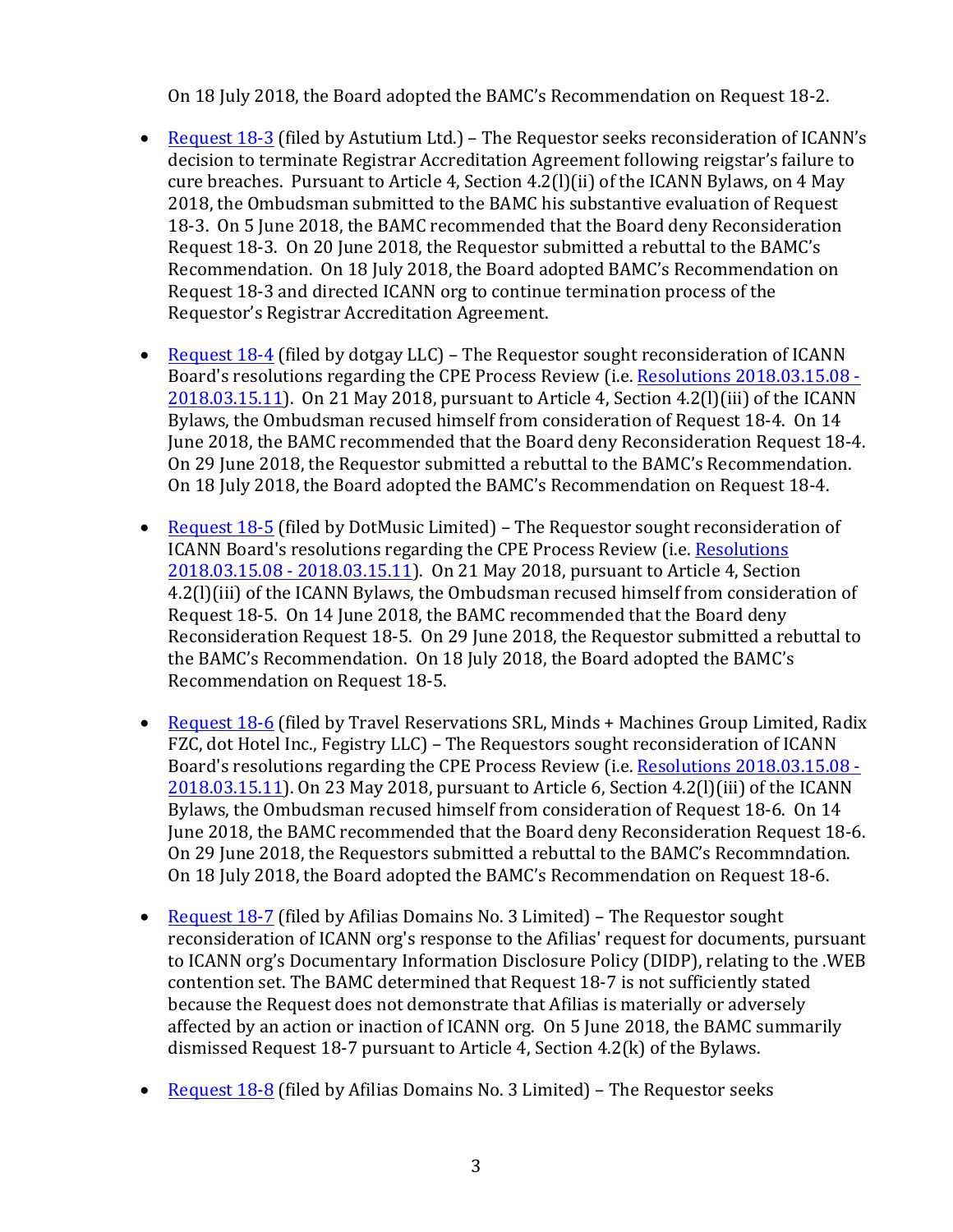On 18 July 2018, the Board adopted the BAMC's Recommendation on Request 18-2.

- [Request 18-3] (filed by Astutium Ltd.) – The Requestor seeks reconsideration of ICANN's decision to terminate Registrar Accreditation Agreement following reigstar's failure to cure breaches. Pursuant to Article 4, Section 4.2(l)(ii) of the ICANN Bylaws, on 4 May 2018, the Ombudsman submitted to the BAMC his substantive evaluation of Request 18-3. On 5 June 2018, the BAMC recommended that the Board deny Reconsideration Request 18-3. On 20 June 2018, the Requestor submitted a rebuttal to the BAMC's Recommendation. On 18 July 2018, the Board adopted BAMC's Recommendation on Request 18-3 and directed ICANN org to continue termination process of the Requestor's Registrar Accreditation Agreement.

- [Request 18-4] (filed by dotgay LLC) – The Requestor sought reconsideration of ICANN Board's resolutions regarding the CPE Process Review (i.e. [Resolutions 2018.03.15.08 - 2018.03.15.11]). On 21 May 2018, pursuant to Article 4, Section 4.2(l)(iii) of the ICANN Bylaws, the Ombudsman recused himself from consideration of Request 18-4. On 14 June 2018, the BAMC recommended that the Board deny Reconsideration Request 18-4. On 29 June 2018, the Requestor submitted a rebuttal to the BAMC's Recommendation. On 18 July 2018, the Board adopted the BAMC's Recommendation on Request 18-4.

- [Request 18-5] (filed by DotMusic Limited) – The Requestor sought reconsideration of ICANN Board's resolutions regarding the CPE Process Review (i.e. [Resolutions 2018.03.15.08 - 2018.03.15.11]). On 21 May 2018, pursuant to Article 4, Section 4.2(l)(iii) of the ICANN Bylaws, the Ombudsman recused himself from consideration of Request 18-5. On 14 June 2018, the BAMC recommended that the Board deny Reconsideration Request 18-5. On 29 June 2018, the Requestor submitted a rebuttal to the BAMC's Recommendation. On 18 July 2018, the Board adopted the BAMC's Recommendation on Request 18-5.

- [Request 18-6] (filed by Travel Reservations SRL, Minds + Machines Group Limited, Radix FZC, dot Hotel Inc., Fegistry LLC) – The Requestors sought reconsideration of ICANN Board's resolutions regarding the CPE Process Review (i.e. [Resolutions 2018.03.15.08 - 2018.03.15.11]). On 23 May 2018, pursuant to Article 6, Section 4.2(l)(iii) of the ICANN Bylaws, the Ombudsman recused himself from consideration of Request 18-6. On 14 June 2018, the BAMC recommended that the Board deny Reconsideration Request 18-6. On 29 June 2018, the Requestors submitted a rebuttal to the BAMC's Recommndation. On 18 July 2018, the Board adopted the BAMC's Recommendation on Request 18-6.

- [Request 18-7] (filed by Afilias Domains No. 3 Limited) – The Requestor sought reconsideration of ICANN org's response to the Afilias' request for documents, pursuant to ICANN org's Documentary Information Disclosure Policy (DIDP), relating to the .WEB contention set. The BAMC determined that Request 18-7 is not sufficiently stated because the Request does not demonstrate that Afilias is materially or adversely affected by an action or inaction of ICANN org. On 5 June 2018, the BAMC summarily dismissed Request 18-7 pursuant to Article 4, Section 4.2(k) of the Bylaws.

- [Request 18-8] (filed by Afilias Domains No. 3 Limited) – The Requestor seeks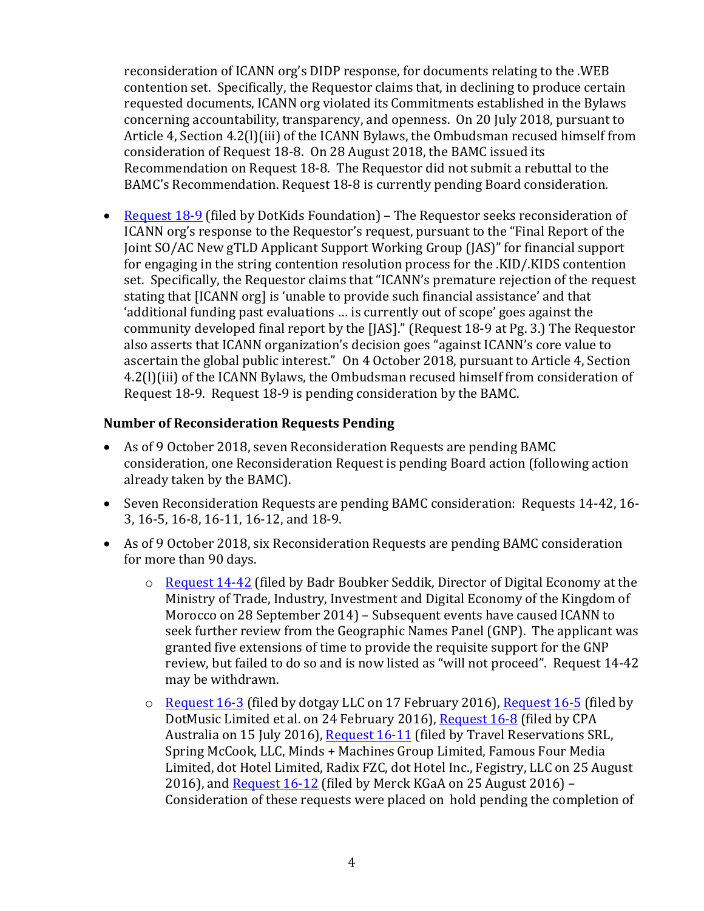reconsideration of ICANN org's DIDP response, for documents relating to the .WEB contention set. Specifically, the Requestor claims that, in declining to produce certain requested documents, ICANN org violated its Commitments established in the Bylaws concerning accountability, transparency, and openness. On 20 July 2018, pursuant to Article 4, Section 4.2(l)(iii) of the ICANN Bylaws, the Ombudsman recused himself from consideration of Request 18-8. On 28 August 2018, the BAMC issued its Recommendation on Request 18-8. The Requestor did not submit a rebuttal to the BAMC's Recommendation. Request 18-8 is currently pending Board consideration.

- Request 18-9 (filed by DotKids Foundation) – The Requestor seeks reconsideration of ICANN org's response to the Requestor's request, pursuant to the "Final Report of the Joint SO/AC New gTLD Applicant Support Working Group (JAS)" for financial support for engaging in the string contention resolution process for the .KID/.KIDS contention set. Specifically, the Requestor claims that "ICANN's premature rejection of the request stating that [ICANN org] is 'unable to provide such financial assistance' and that 'additional funding past evaluations … is currently out of scope' goes against the community developed final report by the [JAS]." (Request 18-9 at Pg. 3.) The Requestor also asserts that ICANN organization's decision goes "against ICANN's core value to ascertain the global public interest." On 4 October 2018, pursuant to Article 4, Section 4.2(l)(iii) of the ICANN Bylaws, the Ombudsman recused himself from consideration of Request 18-9. Request 18-9 is pending consideration by the BAMC.

### Number of Reconsideration Requests Pending

- As of 9 October 2018, seven Reconsideration Requests are pending BAMC consideration, one Reconsideration Request is pending Board action (following action already taken by the BAMC).
- Seven Reconsideration Requests are pending BAMC consideration: Requests 14-42, 16-3, 16-5, 16-8, 16-11, 16-12, and 18-9.
- As of 9 October 2018, six Reconsideration Requests are pending BAMC consideration for more than 90 days.
    - Request 14-42 (filed by Badr Boubker Seddik, Director of Digital Economy at the Ministry of Trade, Industry, Investment and Digital Economy of the Kingdom of Morocco on 28 September 2014) – Subsequent events have caused ICANN to seek further review from the Geographic Names Panel (GNP). The applicant was granted five extensions of time to provide the requisite support for the GNP review, but failed to do so and is now listed as "will not proceed". Request 14-42 may be withdrawn.
    - Request 16-3 (filed by dotgay LLC on 17 February 2016), Request 16-5 (filed by DotMusic Limited et al. on 24 February 2016), Request 16-8 (filed by CPA Australia on 15 July 2016), Request 16-11 (filed by Travel Reservations SRL, Spring McCook, LLC, Minds + Machines Group Limited, Famous Four Media Limited, dot Hotel Limited, Radix FZC, dot Hotel Inc., Fegistry, LLC on 25 August 2016), and Request 16-12 (filed by Merck KGaA on 25 August 2016) – Consideration of these requests were placed on hold pending the completion of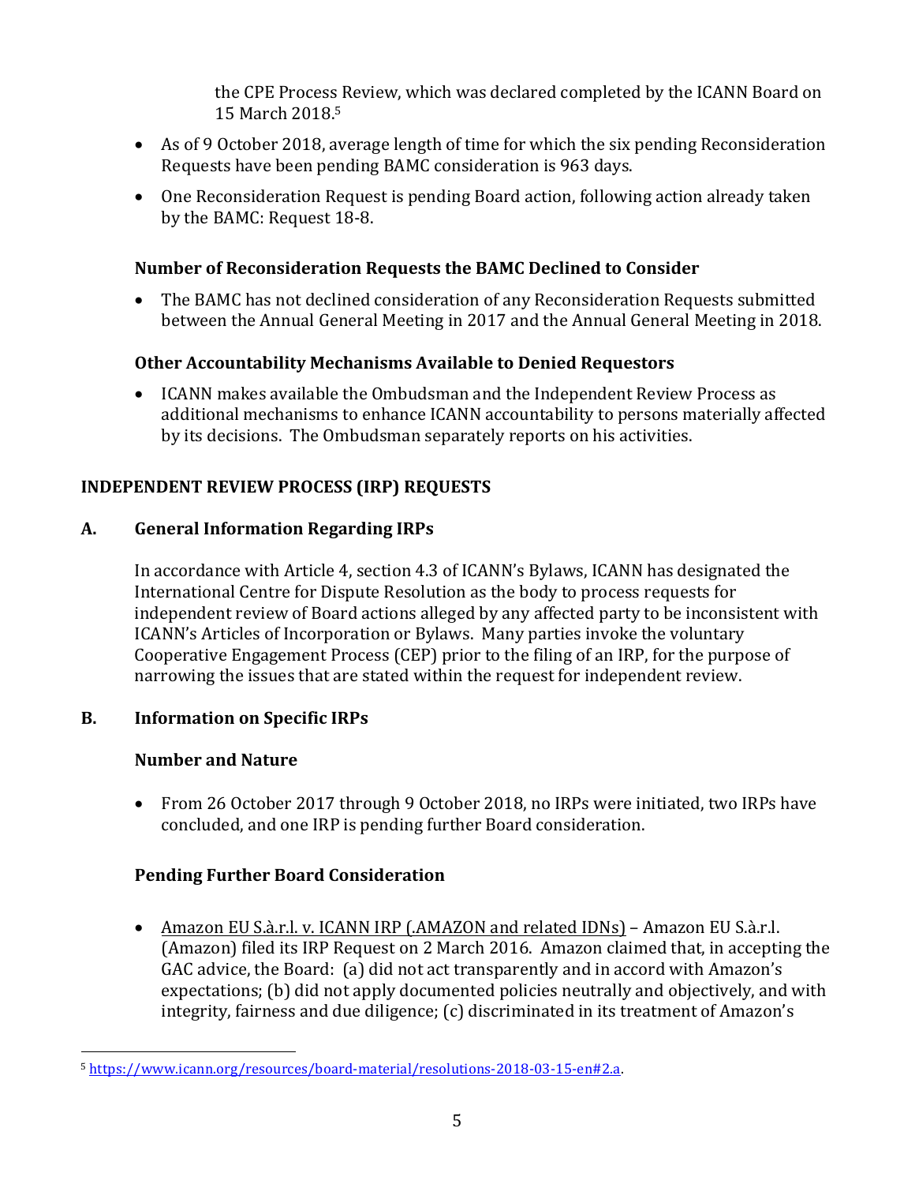the CPE Process Review, which was declared completed by the ICANN Board on 15 March 2018.[5]

- As of 9 October 2018, average length of time for which the six pending Reconsideration Requests have been pending BAMC consideration is 963 days.
- One Reconsideration Request is pending Board action, following action already taken by the BAMC: Request 18-8.

### Number of Reconsideration Requests the BAMC Declined to Consider

- The BAMC has not declined consideration of any Reconsideration Requests submitted between the Annual General Meeting in 2017 and the Annual General Meeting in 2018.

### Other Accountability Mechanisms Available to Denied Requestors

- ICANN makes available the Ombudsman and the Independent Review Process as additional mechanisms to enhance ICANN accountability to persons materially affected by its decisions. The Ombudsman separately reports on his activities.

## INDEPENDENT REVIEW PROCESS (IRP) REQUESTS

### A. General Information Regarding IRPs

In accordance with Article 4, section 4.3 of ICANN's Bylaws, ICANN has designated the International Centre for Dispute Resolution as the body to process requests for independent review of Board actions alleged by any affected party to be inconsistent with ICANN's Articles of Incorporation or Bylaws. Many parties invoke the voluntary Cooperative Engagement Process (CEP) prior to the filing of an IRP, for the purpose of narrowing the issues that are stated within the request for independent review.

### B. Information on Specific IRPs

#### Number and Nature

- From 26 October 2017 through 9 October 2018, no IRPs were initiated, two IRPs have concluded, and one IRP is pending further Board consideration.

#### Pending Further Board Consideration

- Amazon EU S.à.r.l. v. ICANN IRP (.AMAZON and related IDNs) – Amazon EU S.à.r.l. (Amazon) filed its IRP Request on 2 March 2016. Amazon claimed that, in accepting the GAC advice, the Board: (a) did not act transparently and in accord with Amazon's expectations; (b) did not apply documented policies neutrally and objectively, and with integrity, fairness and due diligence; (c) discriminated in its treatment of Amazon's

[5] https://www.icann.org/resources/board-material/resolutions-2018-03-15-en#2.a.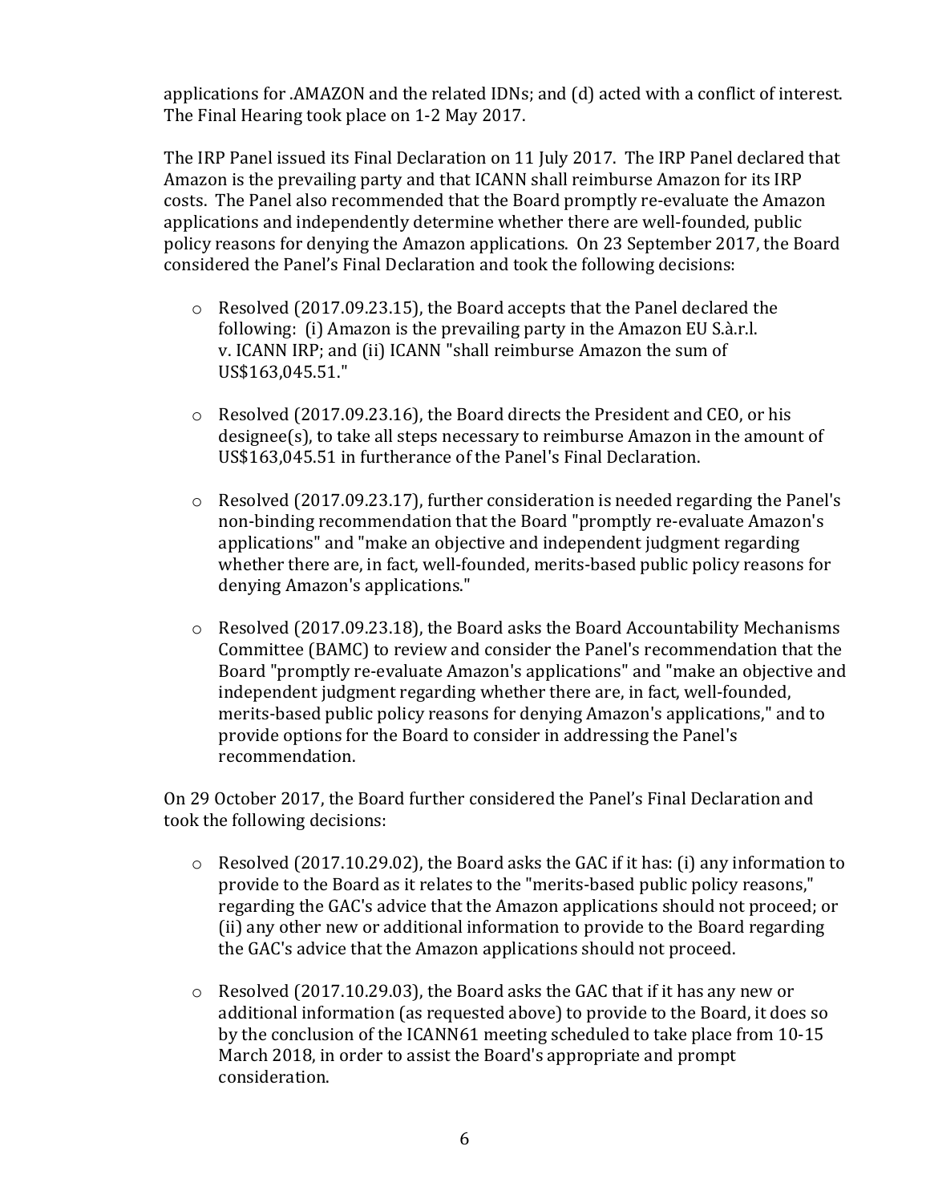applications for .AMAZON and the related IDNs; and (d) acted with a conflict of interest. The Final Hearing took place on 1-2 May 2017.

The IRP Panel issued its Final Declaration on 11 July 2017. The IRP Panel declared that Amazon is the prevailing party and that ICANN shall reimburse Amazon for its IRP costs. The Panel also recommended that the Board promptly re-evaluate the Amazon applications and independently determine whether there are well-founded, public policy reasons for denying the Amazon applications. On 23 September 2017, the Board considered the Panel's Final Declaration and took the following decisions:

- Resolved (2017.09.23.15), the Board accepts that the Panel declared the following: (i) Amazon is the prevailing party in the Amazon EU S.à.r.l. v. ICANN IRP; and (ii) ICANN "shall reimburse Amazon the sum of US$163,045.51."

- Resolved (2017.09.23.16), the Board directs the President and CEO, or his designee(s), to take all steps necessary to reimburse Amazon in the amount of US$163,045.51 in furtherance of the Panel's Final Declaration.

- Resolved (2017.09.23.17), further consideration is needed regarding the Panel's non-binding recommendation that the Board "promptly re-evaluate Amazon's applications" and "make an objective and independent judgment regarding whether there are, in fact, well-founded, merits-based public policy reasons for denying Amazon's applications."

- Resolved (2017.09.23.18), the Board asks the Board Accountability Mechanisms Committee (BAMC) to review and consider the Panel's recommendation that the Board "promptly re-evaluate Amazon's applications" and "make an objective and independent judgment regarding whether there are, in fact, well-founded, merits-based public policy reasons for denying Amazon's applications," and to provide options for the Board to consider in addressing the Panel's recommendation.

On 29 October 2017, the Board further considered the Panel's Final Declaration and took the following decisions:

- Resolved (2017.10.29.02), the Board asks the GAC if it has: (i) any information to provide to the Board as it relates to the "merits-based public policy reasons," regarding the GAC's advice that the Amazon applications should not proceed; or (ii) any other new or additional information to provide to the Board regarding the GAC's advice that the Amazon applications should not proceed.

- Resolved (2017.10.29.03), the Board asks the GAC that if it has any new or additional information (as requested above) to provide to the Board, it does so by the conclusion of the ICANN61 meeting scheduled to take place from 10-15 March 2018, in order to assist the Board's appropriate and prompt consideration.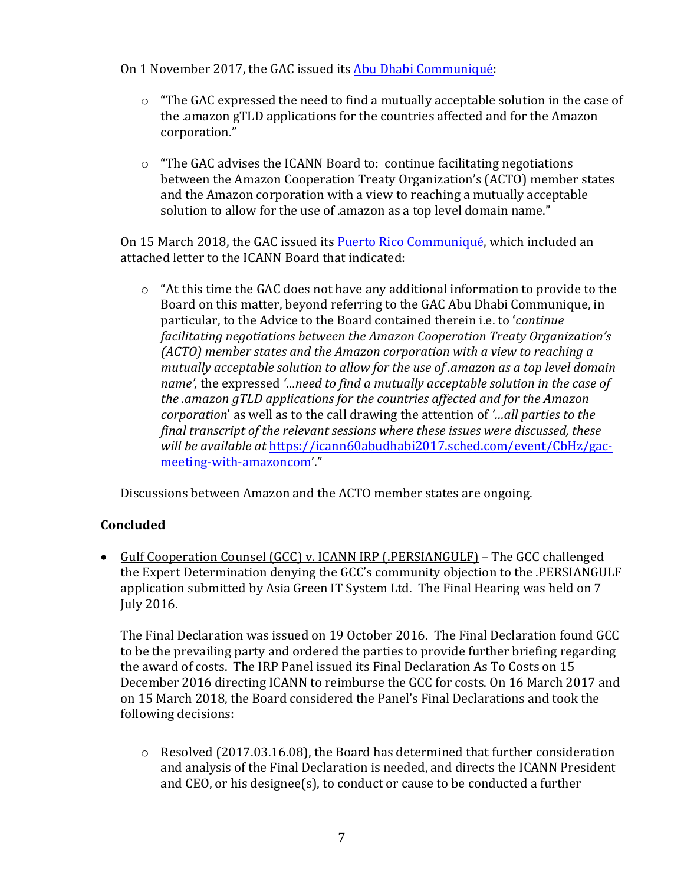On 1 November 2017, the GAC issued its [Abu Dhabi Communiqué](#):

- "The GAC expressed the need to find a mutually acceptable solution in the case of the .amazon gTLD applications for the countries affected and for the Amazon corporation."
- "The GAC advises the ICANN Board to: continue facilitating negotiations between the Amazon Cooperation Treaty Organization's (ACTO) member states and the Amazon corporation with a view to reaching a mutually acceptable solution to allow for the use of .amazon as a top level domain name."

On 15 March 2018, the GAC issued its [Puerto Rico Communiqué](#), which included an attached letter to the ICANN Board that indicated:

- "At this time the GAC does not have any additional information to provide to the Board on this matter, beyond referring to the GAC Abu Dhabi Communique, in particular, to the Advice to the Board contained therein i.e. to '*continue facilitating negotiations between the Amazon Cooperation Treaty Organization's (ACTO) member states and the Amazon corporation with a view to reaching a mutually acceptable solution to allow for the use of .amazon as a top level domain name*', the expressed '*...need to find a mutually acceptable solution in the case of the .amazon gTLD applications for the countries affected and for the Amazon corporation*' as well as to the call drawing the attention of '*...all parties to the final transcript of the relevant sessions where these issues were discussed, these will be available at* [https://icann60abudhabi2017.sched.com/event/CbHz/gac-meeting-with-amazoncom](https://icann60abudhabi2017.sched.com/event/CbHz/gac-meeting-with-amazoncom)'."

Discussions between Amazon and the ACTO member states are ongoing.

## Concluded

- Gulf Cooperation Counsel (GCC) v. ICANN IRP (.PERSIANGULF) – The GCC challenged the Expert Determination denying the GCC's community objection to the .PERSIANGULF application submitted by Asia Green IT System Ltd. The Final Hearing was held on 7 July 2016.

  The Final Declaration was issued on 19 October 2016. The Final Declaration found GCC to be the prevailing party and ordered the parties to provide further briefing regarding the award of costs. The IRP Panel issued its Final Declaration As To Costs on 15 December 2016 directing ICANN to reimburse the GCC for costs. On 16 March 2017 and on 15 March 2018, the Board considered the Panel's Final Declarations and took the following decisions:

  - Resolved (2017.03.16.08), the Board has determined that further consideration and analysis of the Final Declaration is needed, and directs the ICANN President and CEO, or his designee(s), to conduct or cause to be conducted a further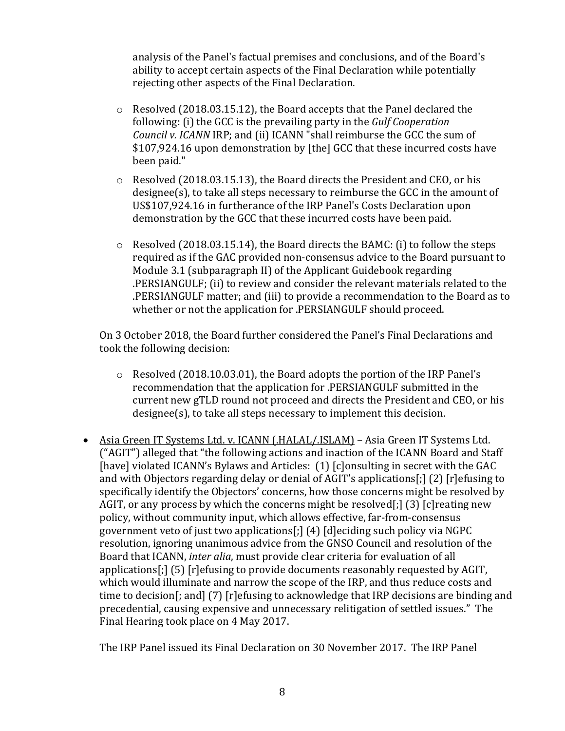analysis of the Panel's factual premises and conclusions, and of the Board's ability to accept certain aspects of the Final Declaration while potentially rejecting other aspects of the Final Declaration.

- Resolved (2018.03.15.12), the Board accepts that the Panel declared the following: (i) the GCC is the prevailing party in the *Gulf Cooperation Council v. ICANN* IRP; and (ii) ICANN "shall reimburse the GCC the sum of $107,924.16 upon demonstration by [the] GCC that these incurred costs have been paid."
- Resolved (2018.03.15.13), the Board directs the President and CEO, or his designee(s), to take all steps necessary to reimburse the GCC in the amount of US$107,924.16 in furtherance of the IRP Panel's Costs Declaration upon demonstration by the GCC that these incurred costs have been paid.
- Resolved (2018.03.15.14), the Board directs the BAMC: (i) to follow the steps required as if the GAC provided non-consensus advice to the Board pursuant to Module 3.1 (subparagraph II) of the Applicant Guidebook regarding .PERSIANGULF; (ii) to review and consider the relevant materials related to the .PERSIANGULF matter; and (iii) to provide a recommendation to the Board as to whether or not the application for .PERSIANGULF should proceed.

On 3 October 2018, the Board further considered the Panel's Final Declarations and took the following decision:

- Resolved (2018.10.03.01), the Board adopts the portion of the IRP Panel's recommendation that the application for .PERSIANGULF submitted in the current new gTLD round not proceed and directs the President and CEO, or his designee(s), to take all steps necessary to implement this decision.

- Asia Green IT Systems Ltd. v. ICANN (.HALAL/.ISLAM) – Asia Green IT Systems Ltd. ("AGIT") alleged that "the following actions and inaction of the ICANN Board and Staff [have] violated ICANN's Bylaws and Articles: (1) [c]onsulting in secret with the GAC and with Objectors regarding delay or denial of AGIT's applications[;] (2) [r]efusing to specifically identify the Objectors' concerns, how those concerns might be resolved by AGIT, or any process by which the concerns might be resolved[;] (3) [c]reating new policy, without community input, which allows effective, far-from-consensus government veto of just two applications[;] (4) [d]eciding such policy via NGPC resolution, ignoring unanimous advice from the GNSO Council and resolution of the Board that ICANN, *inter alia*, must provide clear criteria for evaluation of all applications[;] (5) [r]efusing to provide documents reasonably requested by AGIT, which would illuminate and narrow the scope of the IRP, and thus reduce costs and time to decision[; and] (7) [r]efusing to acknowledge that IRP decisions are binding and precedential, causing expensive and unnecessary relitigation of settled issues." The Final Hearing took place on 4 May 2017.

  The IRP Panel issued its Final Declaration on 30 November 2017. The IRP Panel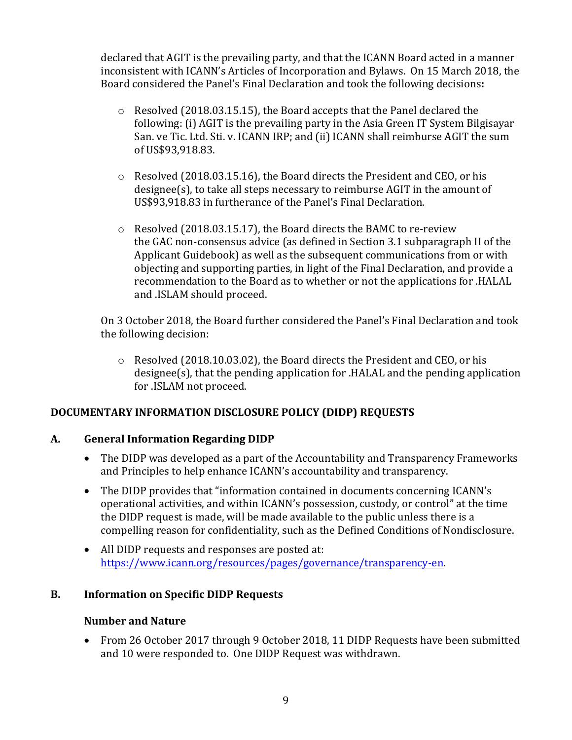declared that AGIT is the prevailing party, and that the ICANN Board acted in a manner inconsistent with ICANN's Articles of Incorporation and Bylaws. On 15 March 2018, the Board considered the Panel's Final Declaration and took the following decisions**:**

- Resolved (2018.03.15.15), the Board accepts that the Panel declared the following: (i) AGIT is the prevailing party in the Asia Green IT System Bilgisayar San. ve Tic. Ltd. Sti. v. ICANN IRP; and (ii) ICANN shall reimburse AGIT the sum of US$93,918.83.

- Resolved (2018.03.15.16), the Board directs the President and CEO, or his designee(s), to take all steps necessary to reimburse AGIT in the amount of US$93,918.83 in furtherance of the Panel's Final Declaration.

- Resolved (2018.03.15.17), the Board directs the BAMC to re-review the GAC non-consensus advice (as defined in Section 3.1 subparagraph II of the Applicant Guidebook) as well as the subsequent communications from or with objecting and supporting parties, in light of the Final Declaration, and provide a recommendation to the Board as to whether or not the applications for .HALAL and .ISLAM should proceed.

On 3 October 2018, the Board further considered the Panel's Final Declaration and took the following decision:

- Resolved (2018.10.03.02), the Board directs the President and CEO, or his designee(s), that the pending application for .HALAL and the pending application for .ISLAM not proceed.

## DOCUMENTARY INFORMATION DISCLOSURE POLICY (DIDP) REQUESTS

### A. General Information Regarding DIDP

- The DIDP was developed as a part of the Accountability and Transparency Frameworks and Principles to help enhance ICANN's accountability and transparency.
- The DIDP provides that "information contained in documents concerning ICANN's operational activities, and within ICANN's possession, custody, or control" at the time the DIDP request is made, will be made available to the public unless there is a compelling reason for confidentiality, such as the Defined Conditions of Nondisclosure.
- All DIDP requests and responses are posted at: https://www.icann.org/resources/pages/governance/transparency-en.

### B. Information on Specific DIDP Requests

#### Number and Nature

- From 26 October 2017 through 9 October 2018, 11 DIDP Requests have been submitted and 10 were responded to. One DIDP Request was withdrawn.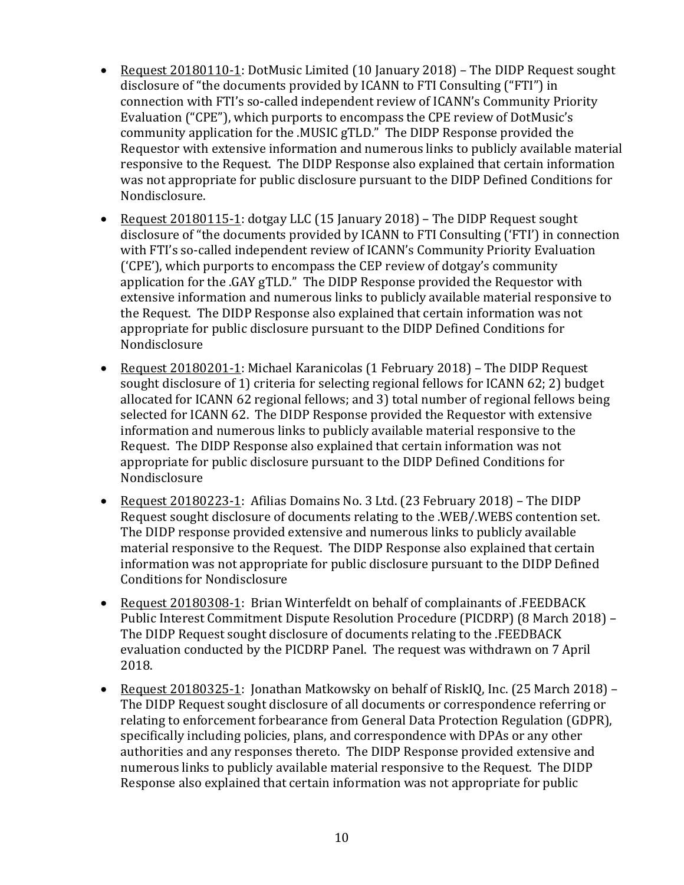- Request 20180110-1: DotMusic Limited (10 January 2018) – The DIDP Request sought disclosure of "the documents provided by ICANN to FTI Consulting ("FTI") in connection with FTI's so-called independent review of ICANN's Community Priority Evaluation ("CPE"), which purports to encompass the CPE review of DotMusic's community application for the .MUSIC gTLD." The DIDP Response provided the Requestor with extensive information and numerous links to publicly available material responsive to the Request. The DIDP Response also explained that certain information was not appropriate for public disclosure pursuant to the DIDP Defined Conditions for Nondisclosure.
- Request 20180115-1: dotgay LLC (15 January 2018) – The DIDP Request sought disclosure of "the documents provided by ICANN to FTI Consulting ('FTI') in connection with FTI's so-called independent review of ICANN's Community Priority Evaluation ('CPE'), which purports to encompass the CEP review of dotgay's community application for the .GAY gTLD." The DIDP Response provided the Requestor with extensive information and numerous links to publicly available material responsive to the Request. The DIDP Response also explained that certain information was not appropriate for public disclosure pursuant to the DIDP Defined Conditions for Nondisclosure
- Request 20180201-1: Michael Karanicolas (1 February 2018) – The DIDP Request sought disclosure of 1) criteria for selecting regional fellows for ICANN 62; 2) budget allocated for ICANN 62 regional fellows; and 3) total number of regional fellows being selected for ICANN 62. The DIDP Response provided the Requestor with extensive information and numerous links to publicly available material responsive to the Request. The DIDP Response also explained that certain information was not appropriate for public disclosure pursuant to the DIDP Defined Conditions for Nondisclosure
- Request 20180223-1: Afilias Domains No. 3 Ltd. (23 February 2018) – The DIDP Request sought disclosure of documents relating to the .WEB/.WEBS contention set. The DIDP response provided extensive and numerous links to publicly available material responsive to the Request. The DIDP Response also explained that certain information was not appropriate for public disclosure pursuant to the DIDP Defined Conditions for Nondisclosure
- Request 20180308-1: Brian Winterfeldt on behalf of complainants of .FEEDBACK Public Interest Commitment Dispute Resolution Procedure (PICDRP) (8 March 2018) – The DIDP Request sought disclosure of documents relating to the .FEEDBACK evaluation conducted by the PICDRP Panel. The request was withdrawn on 7 April 2018.
- Request 20180325-1: Jonathan Matkowsky on behalf of RiskIQ, Inc. (25 March 2018) – The DIDP Request sought disclosure of all documents or correspondence referring or relating to enforcement forbearance from General Data Protection Regulation (GDPR), specifically including policies, plans, and correspondence with DPAs or any other authorities and any responses thereto. The DIDP Response provided extensive and numerous links to publicly available material responsive to the Request. The DIDP Response also explained that certain information was not appropriate for public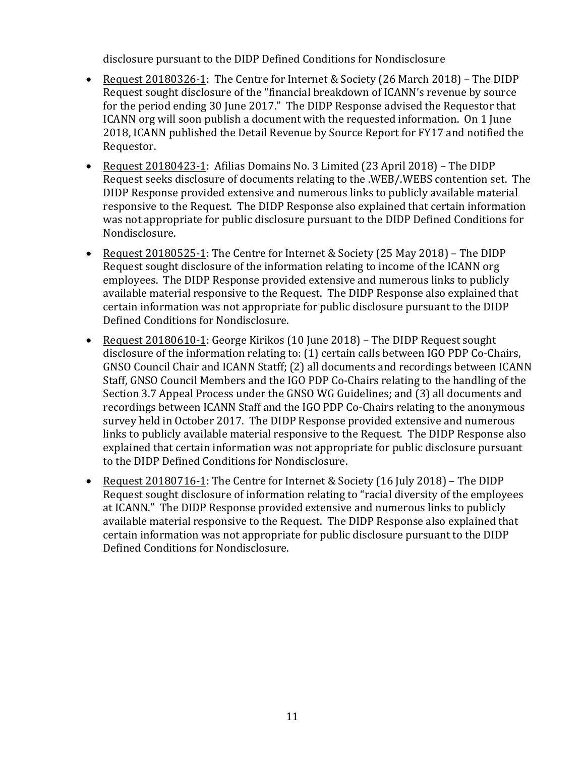disclosure pursuant to the DIDP Defined Conditions for Nondisclosure

- Request 20180326-1: The Centre for Internet & Society (26 March 2018) – The DIDP Request sought disclosure of the "financial breakdown of ICANN's revenue by source for the period ending 30 June 2017." The DIDP Response advised the Requestor that ICANN org will soon publish a document with the requested information. On 1 June 2018, ICANN published the Detail Revenue by Source Report for FY17 and notified the Requestor.
- Request 20180423-1: Afilias Domains No. 3 Limited (23 April 2018) – The DIDP Request seeks disclosure of documents relating to the .WEB/.WEBS contention set. The DIDP Response provided extensive and numerous links to publicly available material responsive to the Request. The DIDP Response also explained that certain information was not appropriate for public disclosure pursuant to the DIDP Defined Conditions for Nondisclosure.
- Request 20180525-1: The Centre for Internet & Society (25 May 2018) – The DIDP Request sought disclosure of the information relating to income of the ICANN org employees. The DIDP Response provided extensive and numerous links to publicly available material responsive to the Request. The DIDP Response also explained that certain information was not appropriate for public disclosure pursuant to the DIDP Defined Conditions for Nondisclosure.
- Request 20180610-1: George Kirikos (10 June 2018) – The DIDP Request sought disclosure of the information relating to: (1) certain calls between IGO PDP Co-Chairs, GNSO Council Chair and ICANN Statff; (2) all documents and recordings between ICANN Staff, GNSO Council Members and the IGO PDP Co-Chairs relating to the handling of the Section 3.7 Appeal Process under the GNSO WG Guidelines; and (3) all documents and recordings between ICANN Staff and the IGO PDP Co-Chairs relating to the anonymous survey held in October 2017. The DIDP Response provided extensive and numerous links to publicly available material responsive to the Request. The DIDP Response also explained that certain information was not appropriate for public disclosure pursuant to the DIDP Defined Conditions for Nondisclosure.
- Request 20180716-1: The Centre for Internet & Society (16 July 2018) – The DIDP Request sought disclosure of information relating to "racial diversity of the employees at ICANN." The DIDP Response provided extensive and numerous links to publicly available material responsive to the Request. The DIDP Response also explained that certain information was not appropriate for public disclosure pursuant to the DIDP Defined Conditions for Nondisclosure.